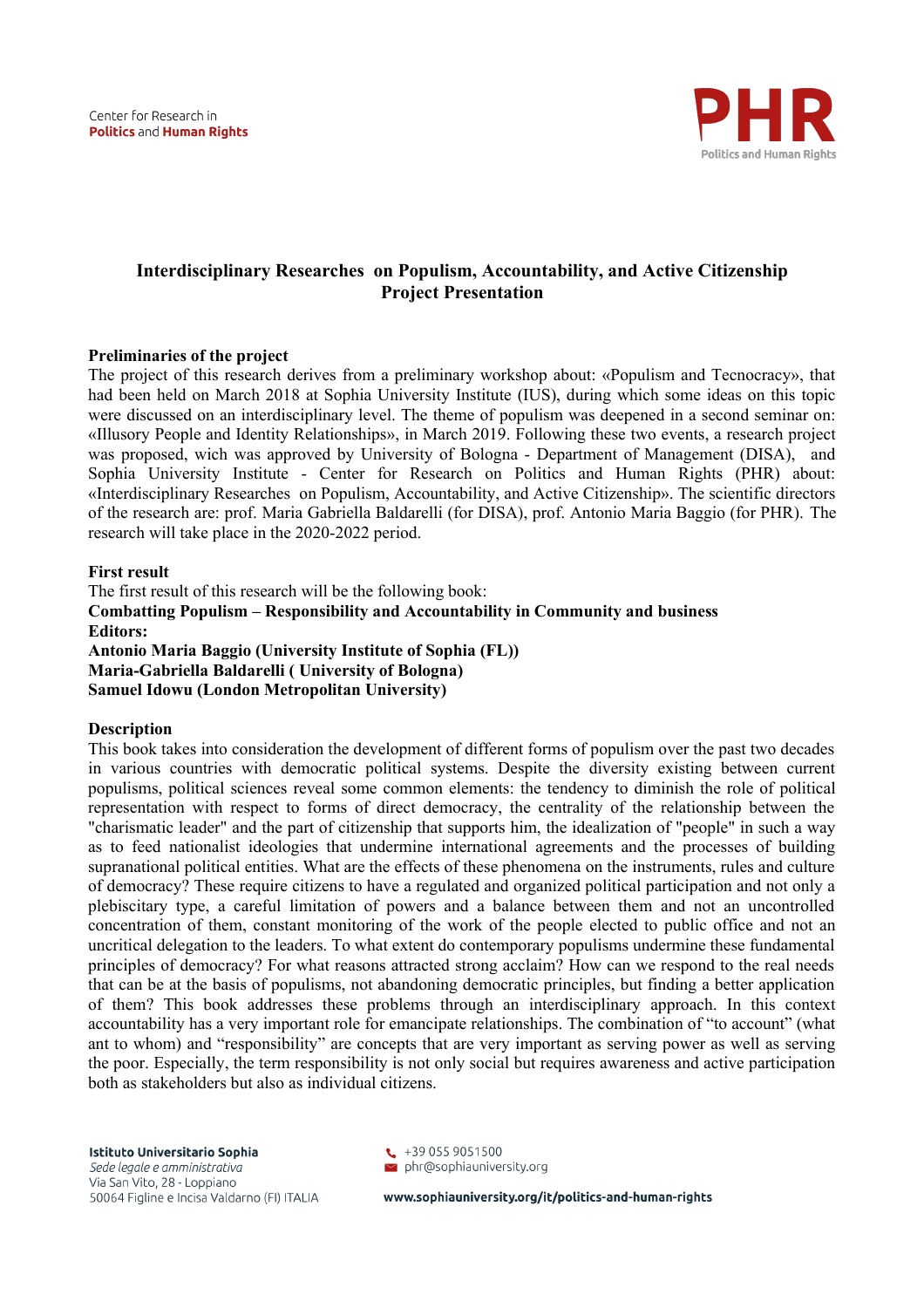# Interdisciplinary Researches on Populism, Accountability, and Active Citizenship
## Project Presentation

**Preliminaries of the project**

The project of this research derives from a preliminary workshop about: «Populism and Tecnocracy», that had been held on March 2018 at Sophia University Institute (IUS), during which some ideas on this topic were discussed on an interdisciplinary level. The theme of populism was deepened in a second seminar on: «Illusory People and Identity Relationships», in March 2019. Following these two events, a research project was proposed, wich was approved by University of Bologna - Department of Management (DISA), and Sophia University Institute - Center for Research on Politics and Human Rights (PHR) about: «Interdisciplinary Researches on Populism, Accountability, and Active Citizenship». The scientific directors of the research are: prof. Maria Gabriella Baldarelli (for DISA), prof. Antonio Maria Baggio (for PHR). The research will take place in the 2020-2022 period.

**First result**

The first result of this research will be the following book:

**Combatting Populism – Responsibility and Accountability in Community and business**

**Editors:**

**Antonio Maria Baggio (University Institute of Sophia (FL))**

**Maria-Gabriella Baldarelli ( University of Bologna)**

**Samuel Idowu (London Metropolitan University)**

**Description**

This book takes into consideration the development of different forms of populism over the past two decades in various countries with democratic political systems. Despite the diversity existing between current populisms, political sciences reveal some common elements: the tendency to diminish the role of political representation with respect to forms of direct democracy, the centrality of the relationship between the "charismatic leader" and the part of citizenship that supports him, the idealization of "people" in such a way as to feed nationalist ideologies that undermine international agreements and the processes of building supranational political entities. What are the effects of these phenomena on the instruments, rules and culture of democracy? These require citizens to have a regulated and organized political participation and not only a plebiscitary type, a careful limitation of powers and a balance between them and not an uncontrolled concentration of them, constant monitoring of the work of the people elected to public office and not an uncritical delegation to the leaders. To what extent do contemporary populisms undermine these fundamental principles of democracy? For what reasons attracted strong acclaim? How can we respond to the real needs that can be at the basis of populisms, not abandoning democratic principles, but finding a better application of them? This book addresses these problems through an interdisciplinary approach. In this context accountability has a very important role for emancipate relationships. The combination of "to account" (what ant to whom) and "responsibility" are concepts that are very important as serving power as well as serving the poor. Especially, the term responsibility is not only social but requires awareness and active participation both as stakeholders but also as individual citizens.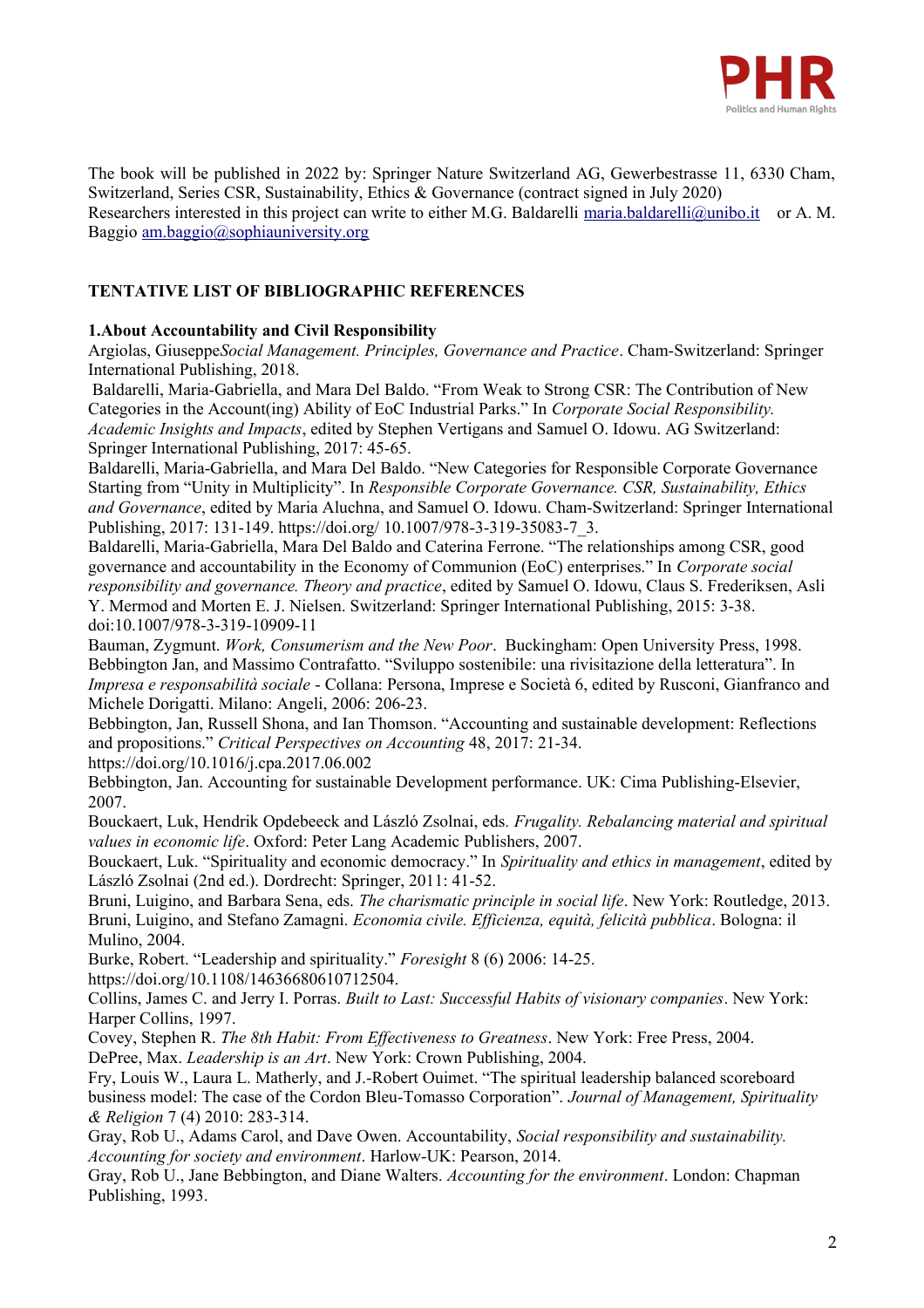The book will be published in 2022 by: Springer Nature Switzerland AG, Gewerbestrasse 11, 6330 Cham, Switzerland, Series CSR, Sustainability, Ethics & Governance (contract signed in July 2020)
Researchers interested in this project can write to either M.G. Baldarelli maria.baldarelli@unibo.it or A. M. Baggio am.baggio@sophiauniversity.org

**TENTATIVE LIST OF BIBLIOGRAPHIC REFERENCES**

**1.About Accountability and Civil Responsibility**

Argiolas, Giuseppe*Social Management. Principles, Governance and Practice*. Cham-Switzerland: Springer International Publishing, 2018.

Baldarelli, Maria-Gabriella, and Mara Del Baldo. "From Weak to Strong CSR: The Contribution of New Categories in the Account(ing) Ability of EoC Industrial Parks." In *Corporate Social Responsibility. Academic Insights and Impacts*, edited by Stephen Vertigans and Samuel O. Idowu. AG Switzerland: Springer International Publishing, 2017: 45-65.

Baldarelli, Maria-Gabriella, and Mara Del Baldo. "New Categories for Responsible Corporate Governance Starting from "Unity in Multiplicity". In *Responsible Corporate Governance. CSR, Sustainability, Ethics and Governance*, edited by Maria Aluchna, and Samuel O. Idowu. Cham-Switzerland: Springer International Publishing, 2017: 131-149. https://doi.org/ 10.1007/978-3-319-35083-7_3.

Baldarelli, Maria-Gabriella, Mara Del Baldo and Caterina Ferrone. "The relationships among CSR, good governance and accountability in the Economy of Communion (EoC) enterprises." In *Corporate social responsibility and governance. Theory and practice*, edited by Samuel O. Idowu, Claus S. Frederiksen, Asli Y. Mermod and Morten E. J. Nielsen. Switzerland: Springer International Publishing, 2015: 3-38. doi:10.1007/978-3-319-10909-11

Bauman, Zygmunt. *Work, Consumerism and the New Poor*. Buckingham: Open University Press, 1998.

Bebbington Jan, and Massimo Contrafatto. "Sviluppo sostenibile: una rivisitazione della letteratura". In *Impresa e responsabilità sociale* - Collana: Persona, Imprese e Società 6, edited by Rusconi, Gianfranco and Michele Dorigatti. Milano: Angeli, 2006: 206-23.

Bebbington, Jan, Russell Shona, and Ian Thomson. "Accounting and sustainable development: Reflections and propositions." *Critical Perspectives on Accounting* 48, 2017: 21-34. https://doi.org/10.1016/j.cpa.2017.06.002

Bebbington, Jan. Accounting for sustainable Development performance. UK: Cima Publishing-Elsevier, 2007.

Bouckaert, Luk, Hendrik Opdebeeck and László Zsolnai, eds*. Frugality. Rebalancing material and spiritual values in economic life*. Oxford: Peter Lang Academic Publishers, 2007.

Bouckaert, Luk. "Spirituality and economic democracy." In *Spirituality and ethics in management*, edited by László Zsolnai (2nd ed.). Dordrecht: Springer, 2011: 41-52.

Bruni, Luigino, and Barbara Sena, eds. *The charismatic principle in social life*. New York: Routledge, 2013.

Bruni, Luigino, and Stefano Zamagni. *Economia civile. Efficienza, equità, felicità pubblica*. Bologna: il Mulino, 2004.

Burke, Robert. "Leadership and spirituality." *Foresight* 8 (6) 2006: 14-25. https://doi.org/10.1108/14636680610712504.

Collins, James C. and Jerry I. Porras. *Built to Last: Successful Habits of visionary companies*. New York: Harper Collins, 1997.

Covey, Stephen R. *The 8th Habit: From Effectiveness to Greatness*. New York: Free Press, 2004.

DePree, Max. *Leadership is an Art*. New York: Crown Publishing, 2004.

Fry, Louis W., Laura L. Matherly, and J.-Robert Ouimet. "The spiritual leadership balanced scoreboard business model: The case of the Cordon Bleu-Tomasso Corporation". *Journal of Management, Spirituality & Religion* 7 (4) 2010: 283-314.

Gray, Rob U., Adams Carol, and Dave Owen. Accountability, *Social responsibility and sustainability. Accounting for society and environment*. Harlow-UK: Pearson, 2014.

Gray, Rob U., Jane Bebbington, and Diane Walters. *Accounting for the environment*. London: Chapman Publishing, 1993.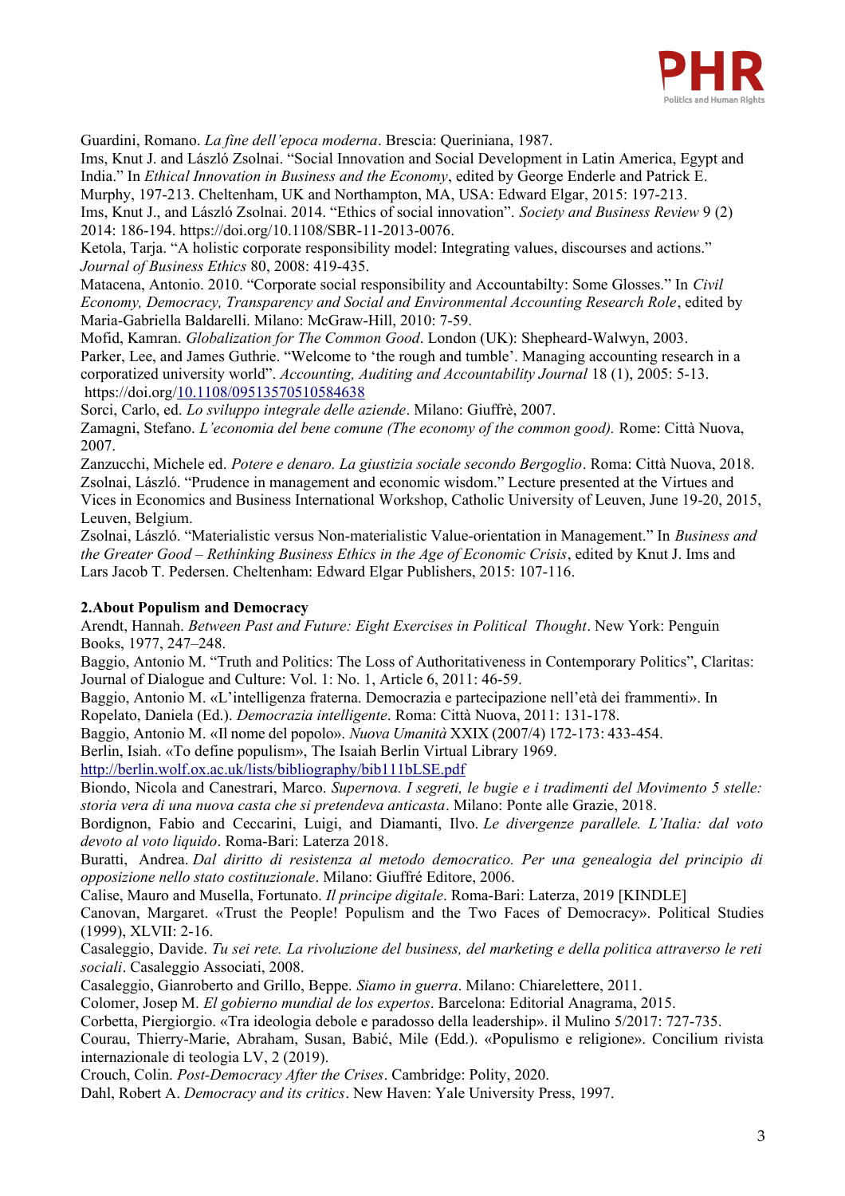Guardini, Romano. *La fine dell'epoca moderna*. Brescia: Queriniana, 1987.

Ims, Knut J. and László Zsolnai. "Social Innovation and Social Development in Latin America, Egypt and India." In *Ethical Innovation in Business and the Economy*, edited by George Enderle and Patrick E. Murphy, 197-213. Cheltenham, UK and Northampton, MA, USA: Edward Elgar, 2015: 197-213.

Ims, Knut J., and László Zsolnai. 2014. "Ethics of social innovation". *Society and Business Review* 9 (2) 2014: 186-194. https://doi.org/10.1108/SBR-11-2013-0076.

Ketola, Tarja. "A holistic corporate responsibility model: Integrating values, discourses and actions." *Journal of Business Ethics* 80, 2008: 419-435.

Matacena, Antonio. 2010. "Corporate social responsibility and Accountabilty: Some Glosses." In *Civil Economy, Democracy, Transparency and Social and Environmental Accounting Research Role*, edited by Maria-Gabriella Baldarelli. Milano: McGraw-Hill, 2010: 7-59.

Mofid, Kamran. *Globalization for The Common Good*. London (UK): Shepheard-Walwyn, 2003.

Parker, Lee, and James Guthrie. "Welcome to 'the rough and tumble'. Managing accounting research in a corporatized university world". *Accounting, Auditing and Accountability Journal* 18 (1), 2005: 5-13. https://doi.org/10.1108/09513570510584638

Sorci, Carlo, ed. *Lo sviluppo integrale delle aziende*. Milano: Giuffrè, 2007.

Zamagni, Stefano. *L'economia del bene comune (The economy of the common good).* Rome: Città Nuova, 2007.

Zanzucchi, Michele ed. *Potere e denaro. La giustizia sociale secondo Bergoglio*. Roma: Città Nuova, 2018.

Zsolnai, László. "Prudence in management and economic wisdom." Lecture presented at the Virtues and Vices in Economics and Business International Workshop, Catholic University of Leuven, June 19-20, 2015, Leuven, Belgium.

Zsolnai, László. "Materialistic versus Non-materialistic Value-orientation in Management." In *Business and the Greater Good – Rethinking Business Ethics in the Age of Economic Crisis*, edited by Knut J. Ims and Lars Jacob T. Pedersen. Cheltenham: Edward Elgar Publishers, 2015: 107-116.

**2.About Populism and Democracy**

Arendt, Hannah. *Between Past and Future: Eight Exercises in Political Thought*. New York: Penguin Books, 1977, 247–248.

Baggio, Antonio M. "Truth and Politics: The Loss of Authoritativeness in Contemporary Politics", Claritas: Journal of Dialogue and Culture: Vol. 1: No. 1, Article 6, 2011: 46-59.

Baggio, Antonio M. «L'intelligenza fraterna. Democrazia e partecipazione nell'età dei frammenti». In Ropelato, Daniela (Ed.). *Democrazia intelligente*. Roma: Città Nuova, 2011: 131-178.

Baggio, Antonio M. «Il nome del popolo». *Nuova Umanità* XXIX (2007/4) 172-173: 433-454.

Berlin, Isiah. «To define populism», The Isaiah Berlin Virtual Library 1969. http://berlin.wolf.ox.ac.uk/lists/bibliography/bib111bLSE.pdf

Biondo, Nicola and Canestrari, Marco. *Supernova. I segreti, le bugie e i tradimenti del Movimento 5 stelle: storia vera di una nuova casta che si pretendeva anticasta*. Milano: Ponte alle Grazie, 2018.

Bordignon, Fabio and Ceccarini, Luigi, and Diamanti, Ilvo. *Le divergenze parallele. L'Italia: dal voto devoto al voto liquido*. Roma-Bari: Laterza 2018.

Buratti, Andrea. *Dal diritto di resistenza al metodo democratico. Per una genealogia del principio di opposizione nello stato costituzionale*. Milano: Giuffré Editore, 2006.

Calise, Mauro and Musella, Fortunato. *Il principe digitale*. Roma-Bari: Laterza, 2019 [KINDLE]

Canovan, Margaret. «Trust the People! Populism and the Two Faces of Democracy». Political Studies (1999), XLVII: 2-16.

Casaleggio, Davide. *Tu sei rete. La rivoluzione del business, del marketing e della politica attraverso le reti sociali*. Casaleggio Associati, 2008.

Casaleggio, Gianroberto and Grillo, Beppe. *Siamo in guerra*. Milano: Chiarelettere, 2011.

Colomer, Josep M. *El gobierno mundial de los expertos*. Barcelona: Editorial Anagrama, 2015.

Corbetta, Piergiorgio. «Tra ideologia debole e paradosso della leadership». il Mulino 5/2017: 727-735.

Courau, Thierry-Marie, Abraham, Susan, Babić, Mile (Edd.). «Populismo e religione». Concilium rivista internazionale di teologia LV, 2 (2019).

Crouch, Colin. *Post-Democracy After the Crises*. Cambridge: Polity, 2020.

Dahl, Robert A. *Democracy and its critics*. New Haven: Yale University Press, 1997.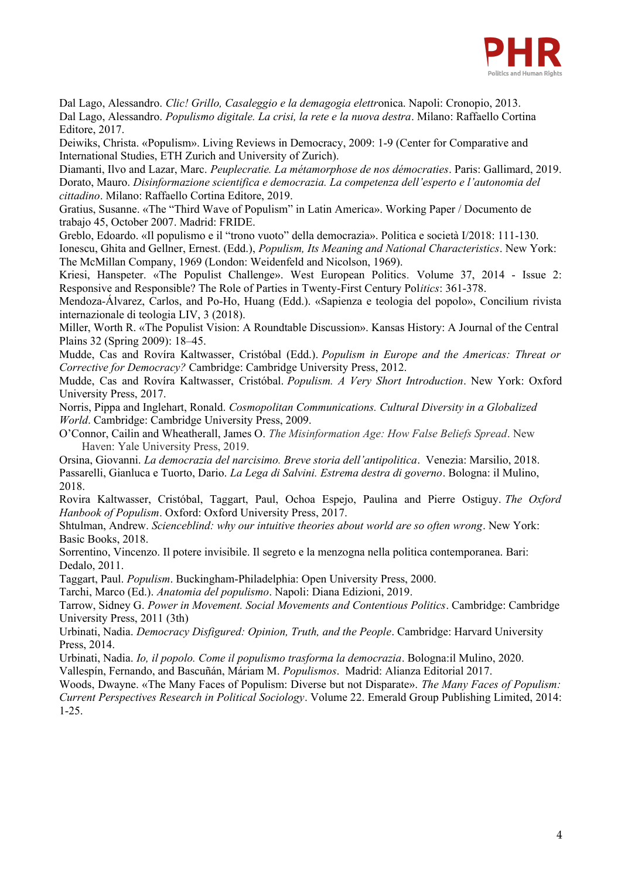Dal Lago, Alessandro. *Clic! Grillo, Casaleggio e la demagogia elettro*nica. Napoli: Cronopio, 2013.
Dal Lago, Alessandro. *Populismo digitale. La crisi, la rete e la nuova destra*. Milano: Raffaello Cortina Editore, 2017.
Deiwiks, Christa. «Populism». Living Reviews in Democracy, 2009: 1-9 (Center for Comparative and International Studies, ETH Zurich and University of Zurich).
Diamanti, Ilvo and Lazar, Marc. *Peuplecratie. La métamorphose de nos démocraties*. Paris: Gallimard, 2019.
Dorato, Mauro. *Disinformazione scientifica e democrazia. La competenza dell'esperto e l'autonomia del cittadino*. Milano: Raffaello Cortina Editore, 2019.
Gratius, Susanne. «The "Third Wave of Populism" in Latin America». Working Paper / Documento de trabajo 45, October 2007. Madrid: FRIDE.
Greblo, Edoardo. «Il populismo e il "trono vuoto" della democrazia». Politica e società I/2018: 111-130.
Ionescu, Ghita and Gellner, Ernest. (Edd.), *Populism, Its Meaning and National Characteristics*. New York: The McMillan Company, 1969 (London: Weidenfeld and Nicolson, 1969).
Kriesi, Hanspeter. «The Populist Challenge». West European Politics. Volume 37, 2014 - Issue 2: Responsive and Responsible? The Role of Parties in Twenty-First Century Pol*itics*: 361-378.
Mendoza-Álvarez, Carlos, and Po-Ho, Huang (Edd.). «Sapienza e teologia del popolo», Concilium rivista internazionale di teologia LIV, 3 (2018).
Miller, Worth R. «The Populist Vision: A Roundtable Discussion». Kansas History: A Journal of the Central Plains 32 (Spring 2009): 18–45.
Mudde, Cas and Rovíra Kaltwasser, Cristóbal (Edd.). *Populism in Europe and the Americas: Threat or Corrective for Democracy?* Cambridge: Cambridge University Press, 2012.
Mudde, Cas and Rovíra Kaltwasser, Cristóbal. *Populism. A Very Short Introduction*. New York: Oxford University Press, 2017.
Norris, Pippa and Inglehart, Ronald. *Cosmopolitan Communications. Cultural Diversity in a Globalized World*. Cambridge: Cambridge University Press, 2009.
O'Connor, Cailin and Wheatherall, James O. *The Misinformation Age: How False Beliefs Spread*. New Haven: Yale University Press, 2019.
Orsina, Giovanni. *La democrazia del narcisismo. Breve storia dell'antipolitica*. Venezia: Marsilio, 2018.
Passarelli, Gianluca e Tuorto, Dario. *La Lega di Salvini. Estrema destra di governo*. Bologna: il Mulino, 2018.
Rovira Kaltwasser, Cristóbal, Taggart, Paul, Ochoa Espejo, Paulina and Pierre Ostiguy. *The Oxford Hanbook of Populism*. Oxford: Oxford University Press, 2017.
Shtulman, Andrew. *Scienceblind: why our intuitive theories about world are so often wrong*. New York: Basic Books, 2018.
Sorrentino, Vincenzo. Il potere invisibile. Il segreto e la menzogna nella politica contemporanea. Bari: Dedalo, 2011.
Taggart, Paul. *Populism*. Buckingham-Philadelphia: Open University Press, 2000.
Tarchi, Marco (Ed.). *Anatomia del populismo*. Napoli: Diana Edizioni, 2019.
Tarrow, Sidney G. *Power in Movement. Social Movements and Contentious Politics*. Cambridge: Cambridge University Press, 2011 (3th)
Urbinati, Nadia. *Democracy Disfigured: Opinion, Truth, and the People*. Cambridge: Harvard University Press, 2014.
Urbinati, Nadia. *Io, il popolo. Come il populismo trasforma la democrazia*. Bologna:il Mulino, 2020.
Vallespín, Fernando, and Bascuñán, Máriam M. *Populismos*. Madrid: Alianza Editorial 2017.
Woods, Dwayne. «The Many Faces of Populism: Diverse but not Disparate». *The Many Faces of Populism: Current Perspectives Research in Political Sociology*. Volume 22. Emerald Group Publishing Limited, 2014: 1-25.